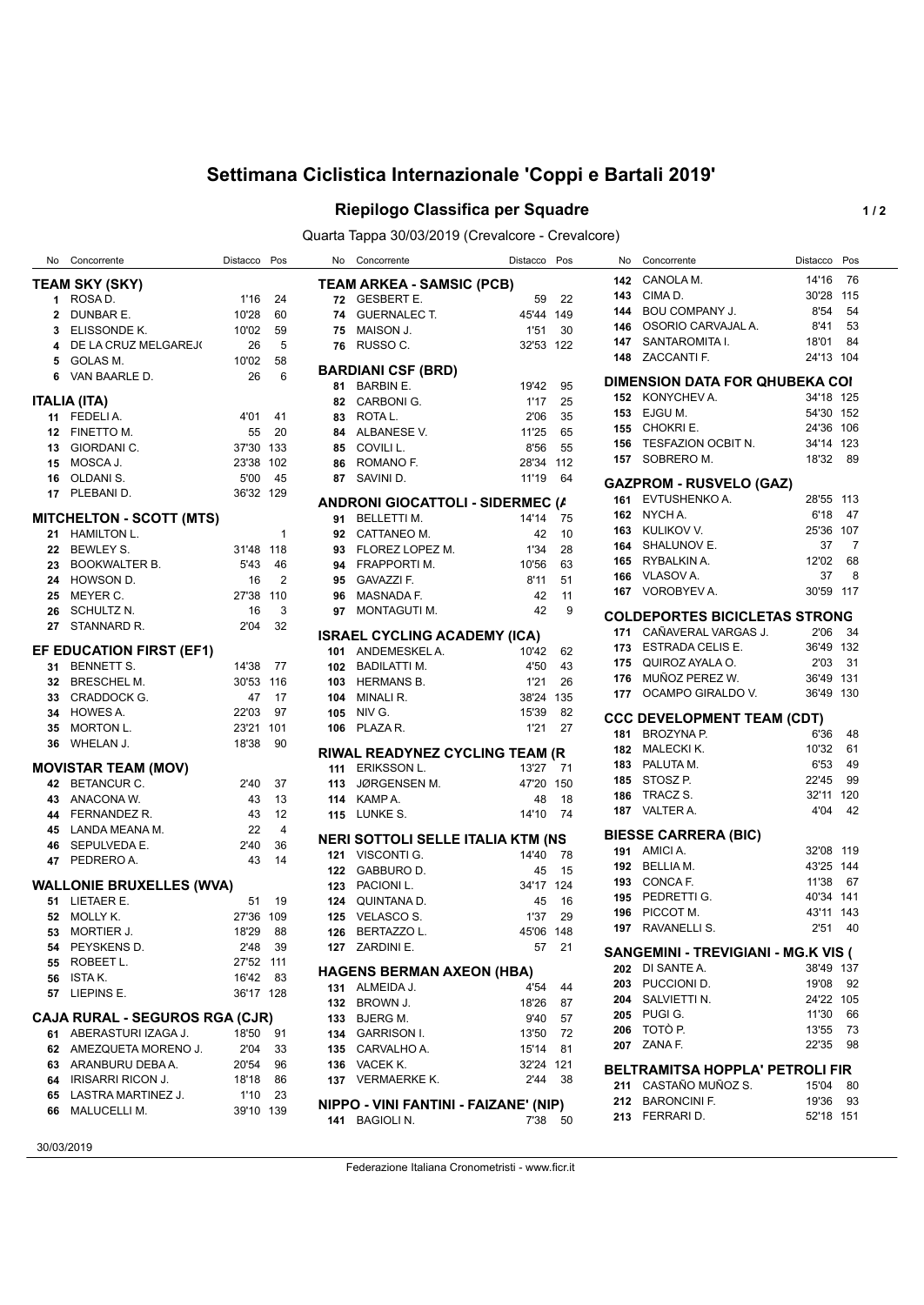# Settimana Ciclistica Internazionale 'Coppi e Bartali 2019'

## Riepilogo Classifica per Squadre

Quarta Tappa 30/03/2019 (Crevalcore - Crevalcore)

### TEAM SKY (SKY)

| No | Concorrente | Distacco | Pos |
|---|---|---|---|
| 1 | ROSA D. | 1'16 | 24 |
| 2 | DUNBAR E. | 10'28 | 60 |
| 3 | ELISSONDE K. | 10'02 | 59 |
| 4 | DE LA CRUZ MELGAREJ( | 26 | 5 |
| 5 | GOLAS M. | 10'02 | 58 |
| 6 | VAN BAARLE D. | 26 | 6 |

### ITALIA (ITA)

| No | Concorrente | Distacco | Pos |
|---|---|---|---|
| 11 | FEDELI A. | 4'01 | 41 |
| 12 | FINETTO M. | 55 | 20 |
| 13 | GIORDANI C. | 37'30 | 133 |
| 15 | MOSCA J. | 23'38 | 102 |
| 16 | OLDANI S. | 5'00 | 45 |
| 17 | PLEBANI D. | 36'32 | 129 |

### MITCHELTON - SCOTT (MTS)

| No | Concorrente | Distacco | Pos |
|---|---|---|---|
| 21 | HAMILTON L. | | 1 |
| 22 | BEWLEY S. | 31'48 | 118 |
| 23 | BOOKWALTER B. | 5'43 | 46 |
| 24 | HOWSON D. | 16 | 2 |
| 25 | MEYER C. | 27'38 | 110 |
| 26 | SCHULTZ N. | 16 | 3 |
| 27 | STANNARD R. | 2'04 | 32 |

### EF EDUCATION FIRST (EF1)

| No | Concorrente | Distacco | Pos |
|---|---|---|---|
| 31 | BENNETT S. | 14'38 | 77 |
| 32 | BRESCHEL M. | 30'53 | 116 |
| 33 | CRADDOCK G. | 47 | 17 |
| 34 | HOWES A. | 22'03 | 97 |
| 35 | MORTON L. | 23'21 | 101 |
| 36 | WHELAN J. | 18'38 | 90 |

### MOVISTAR TEAM (MOV)

| No | Concorrente | Distacco | Pos |
|---|---|---|---|
| 42 | BETANCUR C. | 2'40 | 37 |
| 43 | ANACONA W. | 43 | 13 |
| 44 | FERNANDEZ R. | 43 | 12 |
| 45 | LANDA MEANA M. | 22 | 4 |
| 46 | SEPULVEDA E. | 2'40 | 36 |
| 47 | PEDRERO A. | 43 | 14 |

### WALLONIE BRUXELLES (WVA)

| No | Concorrente | Distacco | Pos |
|---|---|---|---|
| 51 | LIETAER E. | 51 | 19 |
| 52 | MOLLY K. | 27'36 | 109 |
| 53 | MORTIER J. | 18'29 | 88 |
| 54 | PEYSKENS D. | 2'48 | 39 |
| 55 | ROBEET L. | 27'52 | 111 |
| 56 | ISTA K. | 16'42 | 83 |
| 57 | LIEPINS E. | 36'17 | 128 |

### CAJA RURAL - SEGUROS RGA (CJR)

| No | Concorrente | Distacco | Pos |
|---|---|---|---|
| 61 | ABERASTURI IZAGA J. | 18'50 | 91 |
| 62 | AMEZQUETA MORENO J. | 2'04 | 33 |
| 63 | ARANBURU DEBA A. | 20'54 | 96 |
| 64 | IRISARRI RICON J. | 18'18 | 86 |
| 65 | LASTRA MARTINEZ J. | 1'10 | 23 |
| 66 | MALUCELLI M. | 39'10 | 139 |

### TEAM ARKEA - SAMSIC (PCB)

| No | Concorrente | Distacco | Pos |
|---|---|---|---|
| 72 | GESBERT E. | 59 | 22 |
| 74 | GUERNALEC T. | 45'44 | 149 |
| 75 | MAISON J. | 1'51 | 30 |
| 76 | RUSSO C. | 32'53 | 122 |

### BARDIANI CSF (BRD)

| No | Concorrente | Distacco | Pos |
|---|---|---|---|
| 81 | BARBIN E. | 19'42 | 95 |
| 82 | CARBONI G. | 1'17 | 25 |
| 83 | ROTA L. | 2'06 | 35 |
| 84 | ALBANESE V. | 11'25 | 65 |
| 85 | COVILI L. | 8'56 | 55 |
| 86 | ROMANO F. | 28'34 | 112 |
| 87 | SAVINI D. | 11'19 | 64 |

### ANDRONI GIOCATTOLI - SIDERMEC (A

| No | Concorrente | Distacco | Pos |
|---|---|---|---|
| 91 | BELLETTI M. | 14'14 | 75 |
| 92 | CATTANEO M. | 42 | 10 |
| 93 | FLOREZ LOPEZ M. | 1'34 | 28 |
| 94 | FRAPPORTI M. | 10'56 | 63 |
| 95 | GAVAZZI F. | 8'11 | 51 |
| 96 | MASNADA F. | 42 | 11 |
| 97 | MONTAGUTI M. | 42 | 9 |

### ISRAEL CYCLING ACADEMY (ICA)

| No | Concorrente | Distacco | Pos |
|---|---|---|---|
| 101 | ANDEMESKEL A. | 10'42 | 62 |
| 102 | BADILATTI M. | 4'50 | 43 |
| 103 | HERMANS B. | 1'21 | 26 |
| 104 | MINALI R. | 38'24 | 135 |
| 105 | NIV G. | 15'39 | 82 |
| 106 | PLAZA R. | 1'21 | 27 |

### RIWAL READYNEZ CYCLING TEAM (R

| No | Concorrente | Distacco | Pos |
|---|---|---|---|
| 111 | ERIKSSON L. | 13'27 | 71 |
| 113 | JØRGENSEN M. | 47'20 | 150 |
| 114 | KAMP A. | 48 | 18 |
| 115 | LUNKE S. | 14'10 | 74 |

### NERI SOTTOLI SELLE ITALIA KTM (NS

| No | Concorrente | Distacco | Pos |
|---|---|---|---|
| 121 | VISCONTI G. | 14'40 | 78 |
| 122 | GABBURO D. | 45 | 15 |
| 123 | PACIONI L. | 34'17 | 124 |
| 124 | QUINTANA D. | 45 | 16 |
| 125 | VELASCO S. | 1'37 | 29 |
| 126 | BERTAZZO L. | 45'06 | 148 |
| 127 | ZARDINI E. | 57 | 21 |

### HAGENS BERMAN AXEON (HBA)

| No | Concorrente | Distacco | Pos |
|---|---|---|---|
| 131 | ALMEIDA J. | 4'54 | 44 |
| 132 | BROWN J. | 18'26 | 87 |
| 133 | BJERG M. | 9'40 | 57 |
| 134 | GARRISON I. | 13'50 | 72 |
| 135 | CARVALHO A. | 15'14 | 81 |
| 136 | VACEK K. | 32'24 | 121 |
| 137 | VERMAERKE K. | 2'44 | 38 |

### NIPPO - VINI FANTINI - FAIZANE' (NIP)

| No | Concorrente | Distacco | Pos |
|---|---|---|---|
| 141 | BAGIOLI N. | 7'38 | 50 |
| 142 | CANOLA M. | 14'16 | 76 |
| 143 | CIMA D. | 30'28 | 115 |
| 144 | BOU COMPANY J. | 8'54 | 54 |
| 146 | OSORIO CARVAJAL A. | 8'41 | 53 |
| 147 | SANTAROMITA I. | 18'01 | 84 |
| 148 | ZACCANTI F. | 24'13 | 104 |

### DIMENSION DATA FOR QHUBEKA COI

| No | Concorrente | Distacco | Pos |
|---|---|---|---|
| 152 | KONYCHEV A. | 34'18 | 125 |
| 153 | EJGU M. | 54'30 | 152 |
| 155 | CHOKRI E. | 24'36 | 106 |
| 156 | TESFAZION OCBIT N. | 34'14 | 123 |
| 157 | SOBRERO M. | 18'32 | 89 |

### GAZPROM - RUSVELO (GAZ)

| No | Concorrente | Distacco | Pos |
|---|---|---|---|
| 161 | EVTUSHENKO A. | 28'55 | 113 |
| 162 | NYCH A. | 6'18 | 47 |
| 163 | KULIKOV V. | 25'36 | 107 |
| 164 | SHALUNOV E. | 37 | 7 |
| 165 | RYBALKIN A. | 12'02 | 68 |
| 166 | VLASOV A. | 37 | 8 |
| 167 | VOROBYEV A. | 30'59 | 117 |

### COLDEPORTES BICICLETAS STRONG

| No | Concorrente | Distacco | Pos |
|---|---|---|---|
| 171 | CAÑAVERAL VARGAS J. | 2'06 | 34 |
| 173 | ESTRADA CELIS E. | 36'49 | 132 |
| 175 | QUIROZ AYALA O. | 2'03 | 31 |
| 176 | MUÑOZ PEREZ W. | 36'49 | 131 |
| 177 | OCAMPO GIRALDO V. | 36'49 | 130 |

### CCC DEVELOPMENT TEAM (CDT)

| No | Concorrente | Distacco | Pos |
|---|---|---|---|
| 181 | BROZYNA P. | 6'36 | 48 |
| 182 | MALECKI K. | 10'32 | 61 |
| 183 | PALUTA M. | 6'53 | 49 |
| 185 | STOSZ P. | 22'45 | 99 |
| 186 | TRACZ S. | 32'11 | 120 |
| 187 | VALTER A. | 4'04 | 42 |

### BIESSE CARRERA (BIC)

| No | Concorrente | Distacco | Pos |
|---|---|---|---|
| 191 | AMICI A. | 32'08 | 119 |
| 192 | BELLIA M. | 43'25 | 144 |
| 193 | CONCA F. | 11'38 | 67 |
| 195 | PEDRETTI G. | 40'34 | 141 |
| 196 | PICCOT M. | 43'11 | 143 |
| 197 | RAVANELLI S. | 2'51 | 40 |

### SANGEMINI - TREVIGIANI - MG.K VIS (

| No | Concorrente | Distacco | Pos |
|---|---|---|---|
| 202 | DI SANTE A. | 38'49 | 137 |
| 203 | PUCCIONI D. | 19'08 | 92 |
| 204 | SALVIETTI N. | 24'22 | 105 |
| 205 | PUGI G. | 11'30 | 66 |
| 206 | TOTÒ P. | 13'55 | 73 |
| 207 | ZANA F. | 22'35 | 98 |

### BELTRAMITSA HOPPLA' PETROLI FIR

| No | Concorrente | Distacco | Pos |
|---|---|---|---|
| 211 | CASTAÑO MUÑOZ S. | 15'04 | 80 |
| 212 | BARONCINI F. | 19'36 | 93 |
| 213 | FERRARI D. | 52'18 | 151 |

30/03/2019

Federazione Italiana Cronometristi - www.ficr.it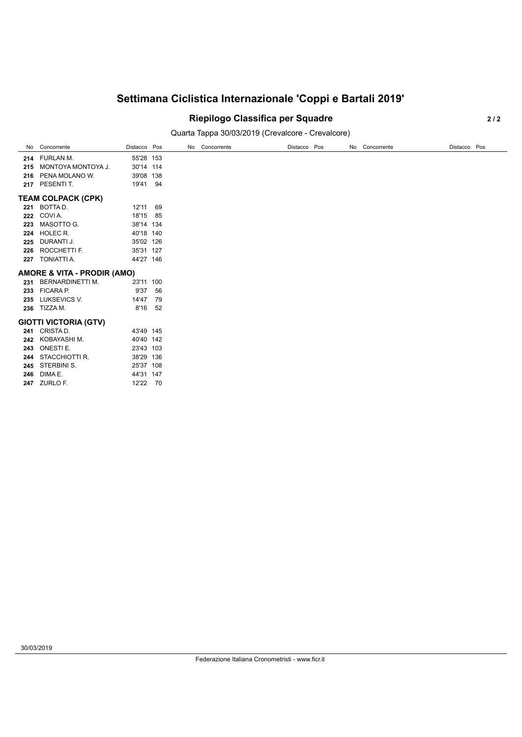# Settimana Ciclistica Internazionale 'Coppi e Bartali 2019'

## Riepilogo Classifica per Squadre

Quarta Tappa 30/03/2019 (Crevalcore - Crevalcore)

| No | Concorrente | Distacco | Pos |
|---|---|---|---|
| 214 | FURLAN M. | 55'28 | 153 |
| 215 | MONTOYA MONTOYA J. | 30'14 | 114 |
| 216 | PENA MOLANO W. | 39'08 | 138 |
| 217 | PESENTI T. | 19'41 | 94 |

**TEAM COLPACK (CPK)**

| No | Concorrente | Distacco | Pos |
|---|---|---|---|
| 221 | BOTTA D. | 12'11 | 69 |
| 222 | COVI A. | 18'15 | 85 |
| 223 | MASOTTO G. | 38'14 | 134 |
| 224 | HOLEC R. | 40'18 | 140 |
| 225 | DURANTI J. | 35'02 | 126 |
| 226 | ROCCHETTI F. | 35'31 | 127 |
| 227 | TONIATTI A. | 44'27 | 146 |

**AMORE & VITA - PRODIR (AMO)**

| No | Concorrente | Distacco | Pos |
|---|---|---|---|
| 231 | BERNARDINETTI M. | 23'11 | 100 |
| 233 | FICARA P. | 9'37 | 56 |
| 235 | LUKSEVICS V. | 14'47 | 79 |
| 236 | TIZZA M. | 8'16 | 52 |

**GIOTTI VICTORIA (GTV)**

| No | Concorrente | Distacco | Pos |
|---|---|---|---|
| 241 | CRISTA D. | 43'49 | 145 |
| 242 | KOBAYASHI M. | 40'40 | 142 |
| 243 | ONESTI E. | 23'43 | 103 |
| 244 | STACCHIOTTI R. | 38'29 | 136 |
| 245 | STERBINI S. | 25'37 | 108 |
| 246 | DIMA E. | 44'31 | 147 |
| 247 | ZURLO F. | 12'22 | 70 |

30/03/2019

Federazione Italiana Cronometristi - www.ficr.it